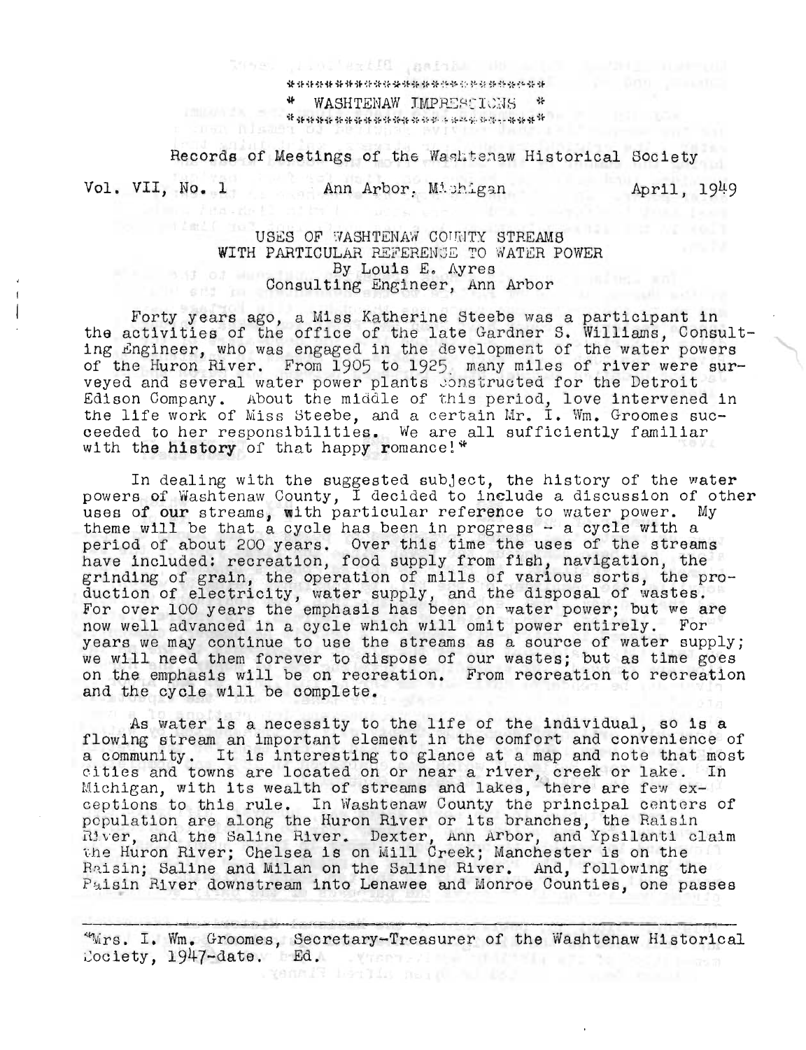**\* WASHTENAW IMPRESSIONS \***

Records of Meetings of the Washtenaw Historical Society

Vol. VII, No. 1 Ann Arbor, Michigan April, 1949

# USES OF WASHTENAW COUNTY STREAMS WITH PARTICULAR REFERENCE TO WATER POWER

By Louis E. Ayres
Consulting Engineer, Ann Arbor

Forty years ago, a Miss Katherine Steebe was a participant in the activities of the office of the late Gardner S. Williams, Consulting Engineer, who was engaged in the development of the water powers of the Huron River. From 1905 to 1925 many miles of river were surveyed and several water power plants constructed for the Detroit Edison Company. About the middle of this period, love intervened in the life work of Miss Steebe, and a certain Mr. I. Wm. Groomes succeeded to her responsibilities. We are all sufficiently familiar with the history of that happy romance!*

In dealing with the suggested subject, the history of the water powers of Washtenaw County, I decided to include a discussion of other uses of our streams, with particular reference to water power. My theme will be that a cycle has been in progress - a cycle with a period of about 200 years. Over this time the uses of the streams have included: recreation, food supply from fish, navigation, the grinding of grain, the operation of mills of various sorts, the production of electricity, water supply, and the disposal of wastes. For over 100 years the emphasis has been on water power; but we are now well advanced in a cycle which will omit power entirely. For years we may continue to use the streams as a source of water supply; we will need them forever to dispose of our wastes; but as time goes on the emphasis will be on recreation. From recreation to recreation and the cycle will be complete.

As water is a necessity to the life of the individual, so is a flowing stream an important element in the comfort and convenience of a community. It is interesting to glance at a map and note that most cities and towns are located on or near a river, creek or lake. In Michigan, with its wealth of streams and lakes, there are few exceptions to this rule. In Washtenaw County the principal centers of population are along the Huron River or its branches, the Raisin River, and the Saline River. Dexter, Ann Arbor, and Ypsilanti claim the Huron River; Chelsea is on Mill Creek; Manchester is on the Raisin; Saline and Milan on the Saline River. And, following the Raisin River downstream into Lenawee and Monroe Counties, one passes

---

*Mrs. I. Wm. Groomes, Secretary-Treasurer of the Washtenaw Historical Society, 1947-date. Ed.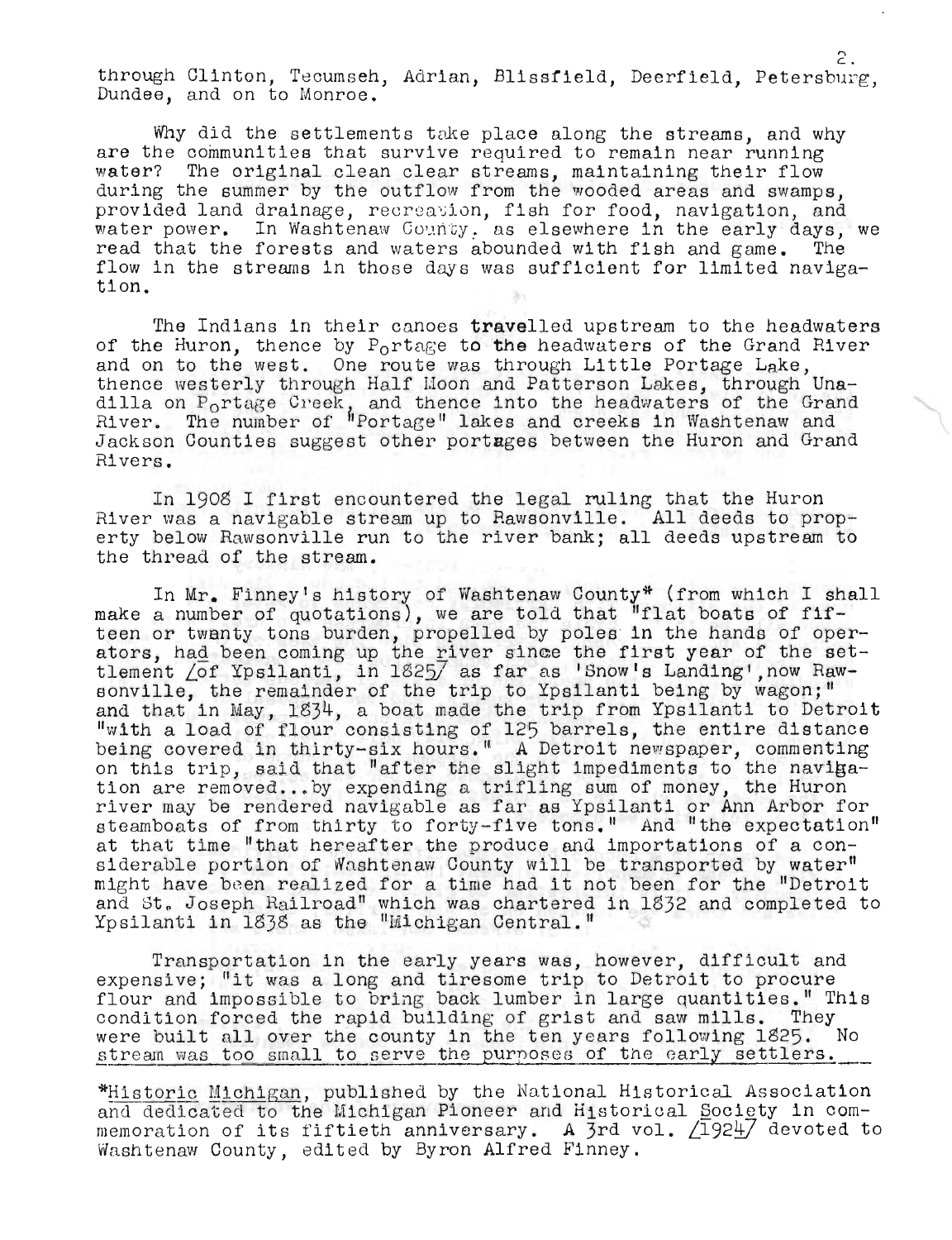through Clinton, Tecumseh, Adrian, Blissfield, Deerfield, Petersburg, Dundee, and on to Monroe.

Why did the settlements take place along the streams, and why are the communities that survive required to remain near running water? The original clean clear streams, maintaining their flow during the summer by the outflow from the wooded areas and swamps, provided land drainage, recreation, fish for food, navigation, and water power. In Washtenaw County, as elsewhere in the early days, we read that the forests and waters abounded with fish and game. The flow in the streams in those days was sufficient for limited navigation.

The Indians in their canoes travelled upstream to the headwaters of the Huron, thence by Portage to the headwaters of the Grand River and on to the west. One route was through Little Portage Lake, thence westerly through Half Moon and Patterson Lakes, through Unadilla on Portage Creek, and thence into the headwaters of the Grand River. The number of "Portage" lakes and creeks in Washtenaw and Jackson Counties suggest other portages between the Huron and Grand Rivers.

In 1908 I first encountered the legal ruling that the Huron River was a navigable stream up to Rawsonville. All deeds to property below Rawsonville run to the river bank; all deeds upstream to the thread of the stream.

In Mr. Finney's history of Washtenaw County* (from which I shall make a number of quotations), we are told that "flat boats of fifteen or twenty tons burden, propelled by poles in the hands of operators, had been coming up the river since the first year of the settlement [of Ypsilanti, in 1825] as far as 'Snow's Landing', now Rawsonville, the remainder of the trip to Ypsilanti being by wagon;" and that in May, 1834, a boat made the trip from Ypsilanti to Detroit "with a load of flour consisting of 125 barrels, the entire distance being covered in thirty-six hours." A Detroit newspaper, commenting on this trip, said that "after the slight impediments to the navigation are removed...by expending a trifling sum of money, the Huron river may be rendered navigable as far as Ypsilanti or Ann Arbor for steamboats of from thirty to forty-five tons." And "the expectation" at that time "that hereafter the produce and importations of a considerable portion of Washtenaw County will be transported by water" might have been realized for a time had it not been for the "Detroit and St. Joseph Railroad" which was chartered in 1832 and completed to Ypsilanti in 1838 as the "Michigan Central."

Transportation in the early years was, however, difficult and expensive; "it was a long and tiresome trip to Detroit to procure flour and impossible to bring back lumber in large quantities." This condition forced the rapid building of grist and saw mills. They were built all over the county in the ten years following 1825. No stream was too small to serve the purposes of the early settlers.

*Historic Michigan, published by the National Historical Association and dedicated to the Michigan Pioneer and Historical Society in commemoration of its fiftieth anniversary. A 3rd vol. [1924] devoted to Washtenaw County, edited by Byron Alfred Finney.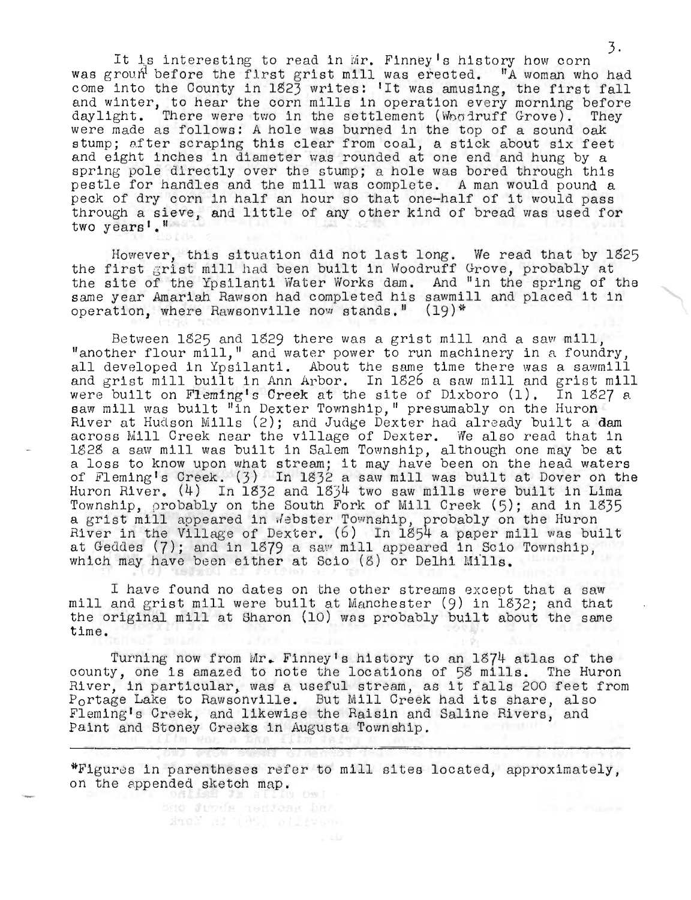It is interesting to read in Mr. Finney's history how corn was ground before the first grist mill was erected. "A woman who had come into the County in 1823 writes: 'It was amusing, the first fall and winter, to hear the corn mills in operation every morning before daylight. There were two in the settlement (Woodruff Grove). They were made as follows: A hole was burned in the top of a sound oak stump; after scraping this clear from coal, a stick about six feet and eight inches in diameter was rounded at one end and hung by a spring pole directly over the stump; a hole was bored through this pestle for handles and the mill was complete. A man would pound a peck of dry corn in half an hour so that one-half of it would pass through a sieve, and little of any other kind of bread was used for two years'."

However, this situation did not last long. We read that by 1825 the first grist mill had been built in Woodruff Grove, probably at the site of the Ypsilanti Water Works dam. And "in the spring of the same year Amariah Rawson had completed his sawmill and placed it in operation, where Rawsonville now stands." (19)*

Between 1825 and 1829 there was a grist mill and a saw mill, "another flour mill," and water power to run machinery in a foundry, all developed in Ypsilanti. About the same time there was a sawmill and grist mill built in Ann Arbor. In 1826 a saw mill and grist mill were built on Fleming's Creek at the site of Dixboro (1). In 1827 a saw mill was built "in Dexter Township," presumably on the Huron River at Hudson Mills (2); and Judge Dexter had already built a dam across Mill Creek near the village of Dexter. We also read that in 1828 a saw mill was built in Salem Township, although one may be at a loss to know upon what stream; it may have been on the head waters of Fleming's Creek. (3) In 1832 a saw mill was built at Dover on the Huron River. (4) In 1832 and 1834 two saw mills were built in Lima Township, probably on the South Fork of Mill Creek (5); and in 1835 a grist mill appeared in Webster Township, probably on the Huron River in the Village of Dexter. (6) In 1854 a paper mill was built at Geddes (7); and in 1879 a saw mill appeared in Scio Township, which may have been either at Scio (8) or Delhi Mills.

I have found no dates on the other streams except that a saw mill and grist mill were built at Manchester (9) in 1832; and that the original mill at Sharon (10) was probably built about the same time.

Turning now from Mr. Finney's history to an 1874 atlas of the county, one is amazed to note the locations of 58 mills. The Huron River, in particular, was a useful stream, as it falls 200 feet from Portage Lake to Rawsonville. But Mill Creek had its share, also Fleming's Creek, and likewise the Raisin and Saline Rivers, and Paint and Stoney Creeks in Augusta Township.

---

*Figures in parentheses refer to mill sites located, approximately, on the appended sketch map.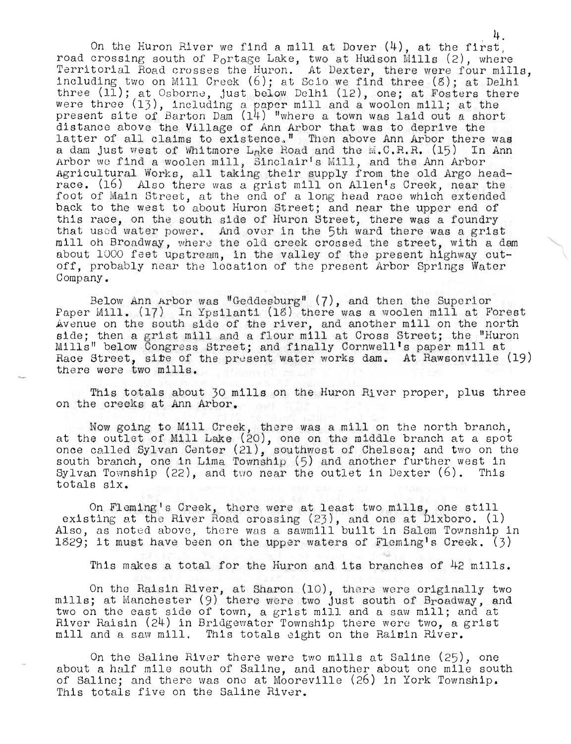On the Huron River we find a mill at Dover (4), at the first road crossing south of Portage Lake, two at Hudson Mills (2), where Territorial Road crosses the Huron. At Dexter, there were four mills, including two on Mill Creek (6); at Scio we find three (8); at Delhi three (11); at Osborne, just below Delhi (12), one; at Fosters there were three (13), including a paper mill and a woolen mill; at the present site of Barton Dam (14) "where a town was laid out a short distance above the Village of Ann Arbor that was to deprive the latter of all claims to existence." Then above Ann Arbor there was a dam just west of Whitmore Lake Road and the M.C.R.R. (15) In Ann Arbor we find a woolen mill, Sinclair's Mill, and the Ann Arbor Agricultural Works, all taking their supply from the old Argo headrace. (16) Also there was a grist mill on Allen's Creek, near the foot of Main Street, at the end of a long head race which extended back to the west to about Huron Street; and near the upper end of this race, on the south side of Huron Street, there was a foundry that used water power. And over in the 5th ward there was a grist mill on Broadway, where the old creek crossed the street, with a dam about 1000 feet upstream, in the valley of the present highway cutoff, probably near the location of the present Arbor Springs Water Company.

Below Ann Arbor was "Geddesburg" (7), and then the Superior Paper Mill. (17) In Ypsilanti (18) there was a woolen mill at Forest Avenue on the south side of the river, and another mill on the north side; then a grist mill and a flour mill at Cross Street; the "Huron Mills" below Congress Street; and finally Cornwell's paper mill at Race Street, site of the present water works dam. At Rawsonville (19) there were two mills.

This totals about 30 mills on the Huron River proper, plus three on the creeks at Ann Arbor.

Now going to Mill Creek, there was a mill on the north branch, at the outlet of Mill Lake (20), one on the middle branch at a spot once called Sylvan Center (21), southwest of Chelsea; and two on the south branch, one in Lima Township (5) and another further west in Sylvan Township (22), and two near the outlet in Dexter (6). This totals six.

On Fleming's Creek, there were at least two mills, one still existing at the River Road crossing (23), and one at Dixboro. (1) Also, as noted above, there was a sawmill built in Salem Township in 1829; it must have been on the upper waters of Fleming's Creek. (3)

This makes a total for the Huron and its branches of 42 mills.

On the Raisin River, at Sharon (10), there were originally two mills; at Manchester (9) there were two just south of Broadway, and two on the east side of town, a grist mill and a saw mill; and at River Raisin (24) in Bridgewater Township there were two, a grist mill and a saw mill. This totals eight on the Raisin River.

On the Saline River there were two mills at Saline (25), one about a half mile south of Saline, and another about one mile south of Saline; and there was one at Mooreville (26) in York Township. This totals five on the Saline River.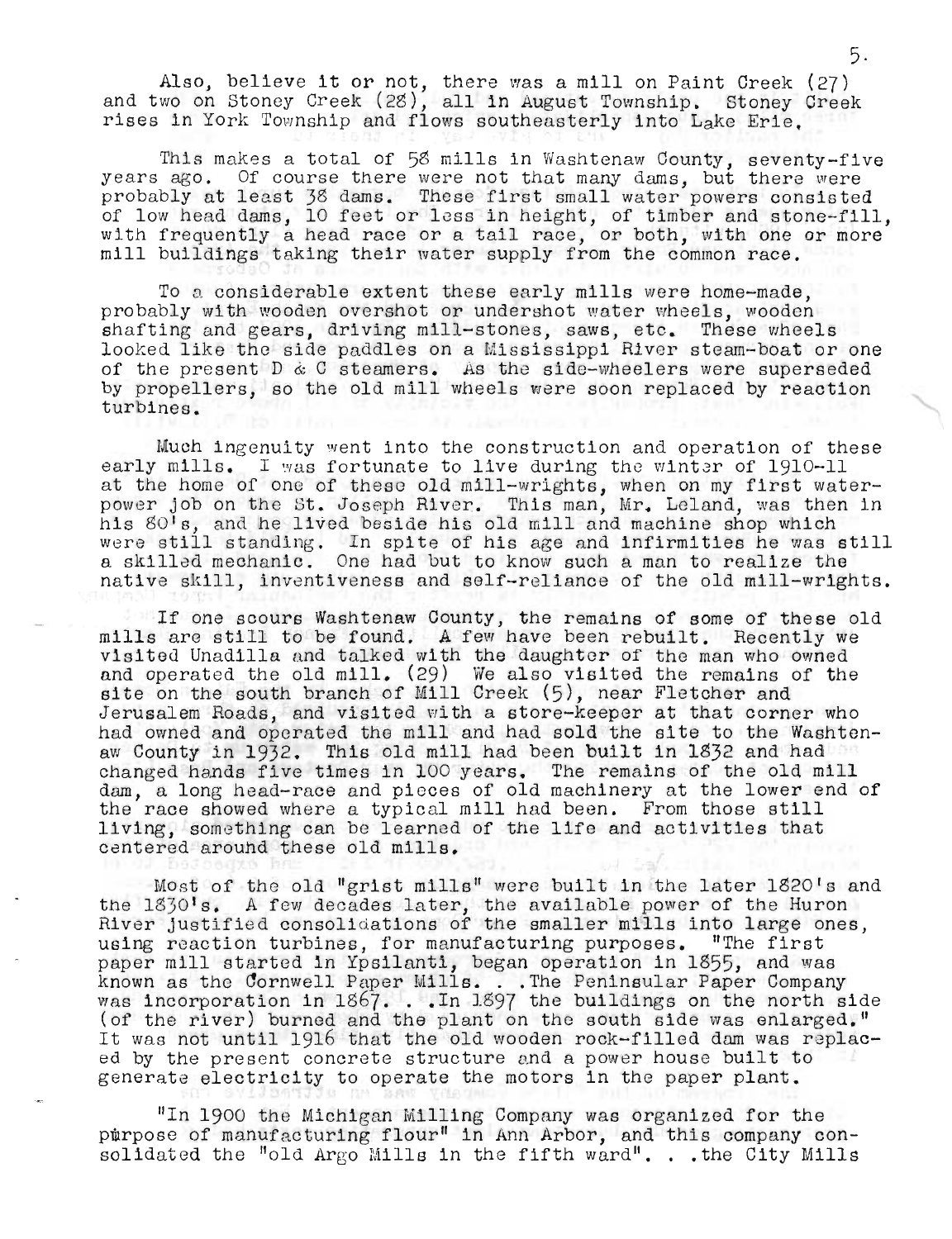Also, believe it or not, there was a mill on Paint Creek (27) and two on Stoney Creek (28), all in August Township. Stoney Creek rises in York Township and flows southeasterly into Lake Erie.

This makes a total of 58 mills in Washtenaw County, seventy-five years ago. Of course there were not that many dams, but there were probably at least 38 dams. These first small water powers consisted of low head dams, 10 feet or less in height, of timber and stone-fill, with frequently a head race or a tail race, or both, with one or more mill buildings taking their water supply from the common race.

To a considerable extent these early mills were home-made, probably with wooden overshot or undershot water wheels, wooden shafting and gears, driving mill-stones, saws, etc. These wheels looked like the side paddles on a Mississippi River steam-boat or one of the present D & C steamers. As the side-wheelers were superseded by propellers, so the old mill wheels were soon replaced by reaction turbines.

Much ingenuity went into the construction and operation of these early mills. I was fortunate to live during the winter of 1910-11 at the home of one of these old mill-wrights, when on my first water-power job on the St. Joseph River. This man, Mr. Leland, was then in his 80's, and he lived beside his old mill and machine shop which were still standing. In spite of his age and infirmities he was still a skilled mechanic. One had but to know such a man to realize the native skill, inventiveness and self-reliance of the old mill-wrights.

If one scours Washtenaw County, the remains of some of these old mills are still to be found. A few have been rebuilt. Recently we visited Unadilla and talked with the daughter of the man who owned and operated the old mill. (29) We also visited the remains of the site on the south branch of Mill Creek (5), near Fletcher and Jerusalem Roads, and visited with a store-keeper at that corner who had owned and operated the mill and had sold the site to the Washtenaw County in 1932. This old mill had been built in 1832 and had changed hands five times in 100 years. The remains of the old mill dam, a long head-race and pieces of old machinery at the lower end of the race showed where a typical mill had been. From those still living, something can be learned of the life and activities that centered around these old mills.

Most of the old "grist mills" were built in the later 1820's and the 1830's. A few decades later, the available power of the Huron River justified consolidations of the smaller mills into large ones, using reaction turbines, for manufacturing purposes. "The first paper mill started in Ypsilanti, began operation in 1855, and was known as the Cornwell Paper Mills. . .The Peninsular Paper Company was incorporation in 1867. . .In 1897 the buildings on the north side (of the river) burned and the plant on the south side was enlarged." It was not until 1916 that the old wooden rock-filled dam was replaced by the present concrete structure and a power house built to generate electricity to operate the motors in the paper plant.

"In 1900 the Michigan Milling Company was organized for the purpose of manufacturing flour" in Ann Arbor, and this company consolidated the "old Argo Mills in the fifth ward". . .the City Mills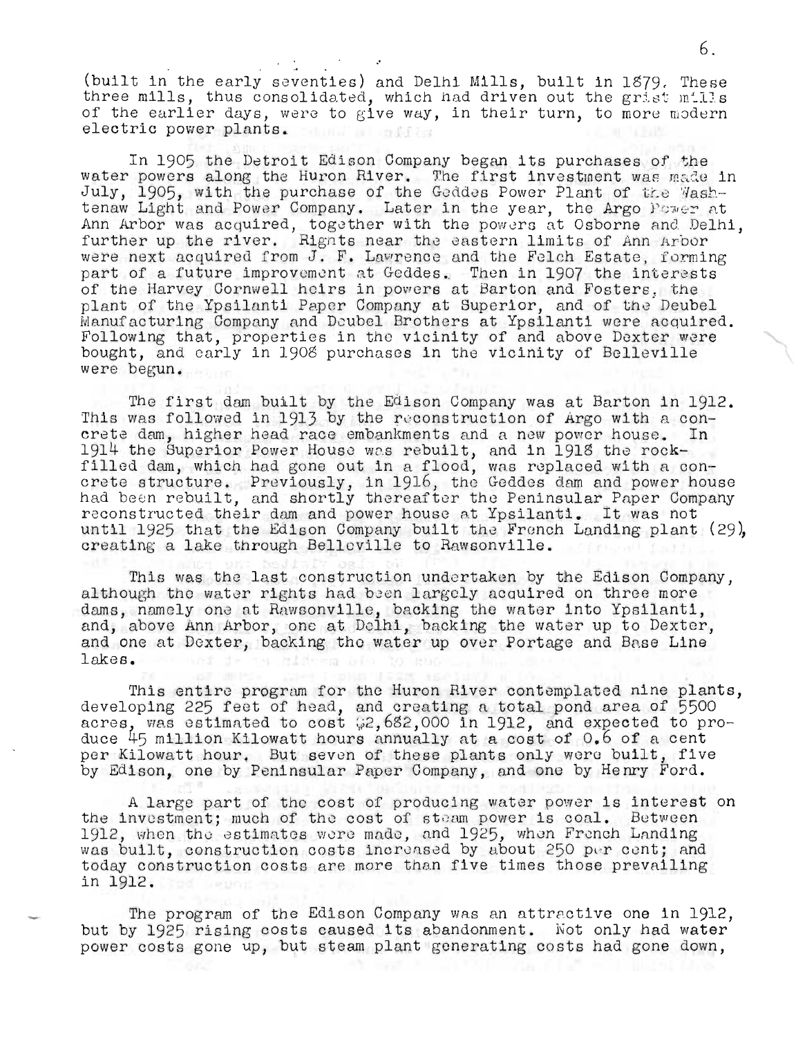(built in the early seventies) and Delhi Mills, built in 1879. These three mills, thus consolidated, which had driven out the grist mills of the earlier days, were to give way, in their turn, to more modern electric power plants.

In 1905 the Detroit Edison Company began its purchases of the water powers along the Huron River. The first investment was made in July, 1905, with the purchase of the Geddes Power Plant of the Washtenaw Light and Power Company. Later in the year, the Argo Power at Ann Arbor was acquired, together with the powers at Osborne and Delhi, further up the river. Rights near the eastern limits of Ann Arbor were next acquired from J. F. Lawrence and the Felch Estate, forming part of a future improvement at Geddes. Then in 1907 the interests of the Harvey Cornwell heirs in powers at Barton and Fosters, the plant of the Ypsilanti Paper Company at Superior, and of the Deubel Manufacturing Company and Deubel Brothers at Ypsilanti were acquired. Following that, properties in the vicinity of and above Dexter were bought, and early in 1908 purchases in the vicinity of Belleville were begun.

The first dam built by the Edison Company was at Barton in 1912. This was followed in 1913 by the reconstruction of Argo with a concrete dam, higher head race embankments and a new power house. In 1914 the Superior Power House was rebuilt, and in 1918 the rock-filled dam, which had gone out in a flood, was replaced with a concrete structure. Previously, in 1916, the Geddes dam and power house had been rebuilt, and shortly thereafter the Peninsular Paper Company reconstructed their dam and power house at Ypsilanti. It was not until 1925 that the Edison Company built the French Landing plant (29), creating a lake through Belleville to Rawsonville.

This was the last construction undertaken by the Edison Company, although the water rights had been largely acquired on three more dams, namely one at Rawsonville, backing the water into Ypsilanti, and, above Ann Arbor, one at Delhi, backing the water up to Dexter, and one at Dexter, backing the water up over Portage and Base Line lakes.

This entire program for the Huron River contemplated nine plants, developing 225 feet of head, and creating a total pond area of 5500 acres, was estimated to cost $2,682,000 in 1912, and expected to produce 45 million Kilowatt hours annually at a cost of 0.6 of a cent per Kilowatt hour. But seven of these plants only were built, five by Edison, one by Peninsular Paper Company, and one by Henry Ford.

A large part of the cost of producing water power is interest on the investment; much of the cost of steam power is coal. Between 1912, when the estimates were made, and 1925, when French Landing was built, construction costs increased by about 250 per cent; and today construction costs are more than five times those prevailing in 1912.

The program of the Edison Company was an attractive one in 1912, but by 1925 rising costs caused its abandonment. Not only had water power costs gone up, but steam plant generating costs had gone down,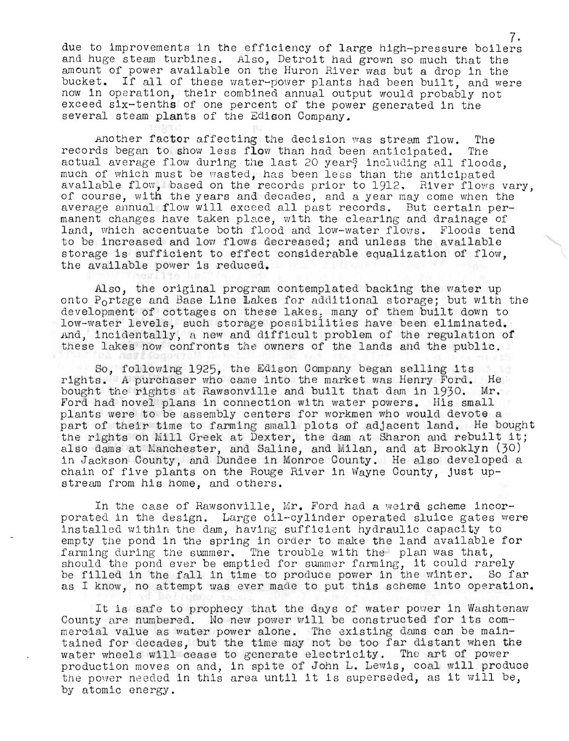due to improvements in the efficiency of large high-pressure boilers and huge steam turbines. Also, Detroit had grown so much that the amount of power available on the Huron River was but a drop in the bucket. If all of these water-power plants had been built, and were now in operation, their combined annual output would probably not exceed six-tenths of one percent of the power generated in the several steam plants of the Edison Company.

Another factor affecting the decision was stream flow. The records began to show less flow than had been anticipated. The actual average flow during the last 20 years, including all floods, much of which must be wasted, has been less than the anticipated available flow, based on the records prior to 1912. River flows vary, of course, with the years and decades, and a year may come when the average annual flow will exceed all past records. But certain permanent changes have taken place, with the clearing and drainage of land, which accentuate both flood and low-water flows. Floods tend to be increased and low flows decreased; and unless the available storage is sufficient to effect considerable equalization of flow, the available power is reduced.

Also, the original program contemplated backing the water up onto Portage and Base Line Lakes for additional storage; but with the development of cottages on these lakes, many of them built down to low-water levels, such storage possibilities have been eliminated. And, incidentally, a new and difficult problem of the regulation of these lakes now confronts the owners of the lands and the public.

So, following 1925, the Edison Company began selling its rights. A purchaser who came into the market was Henry Ford. He bought the rights at Rawsonville and built that dam in 1930. Mr. Ford had novel plans in connection with water powers. His small plants were to be assembly centers for workmen who would devote a part of their time to farming small plots of adjacent land. He bought the rights on Mill Creek at Dexter, the dam at Sharon and rebuilt it; also dams at Manchester, and Saline, and Milan, and at Brooklyn (30) in Jackson County, and Dundee in Monroe County. He also developed a chain of five plants on the Rouge River in Wayne County, just upstream from his home, and others.

In the case of Rawsonville, Mr. Ford had a weird scheme incorporated in the design. Large oil-cylinder operated sluice gates were installed within the dam, having sufficient hydraulic capacity to empty the pond in the spring in order to make the land available for farming during the summer. The trouble with the plan was that, should the pond ever be emptied for summer farming, it could rarely be filled in the fall in time to produce power in the winter. So far as I know, no attempt was ever made to put this scheme into operation.

It is safe to prophecy that the days of water power in Washtenaw County are numbered. No new power will be constructed for its commercial value as water power alone. The existing dams can be maintained for decades, but the time may not be too far distant when the water wheels will cease to generate electricity. The art of power production moves on and, in spite of John L. Lewis, coal will produce the power needed in this area until it is superseded, as it will be, by atomic energy.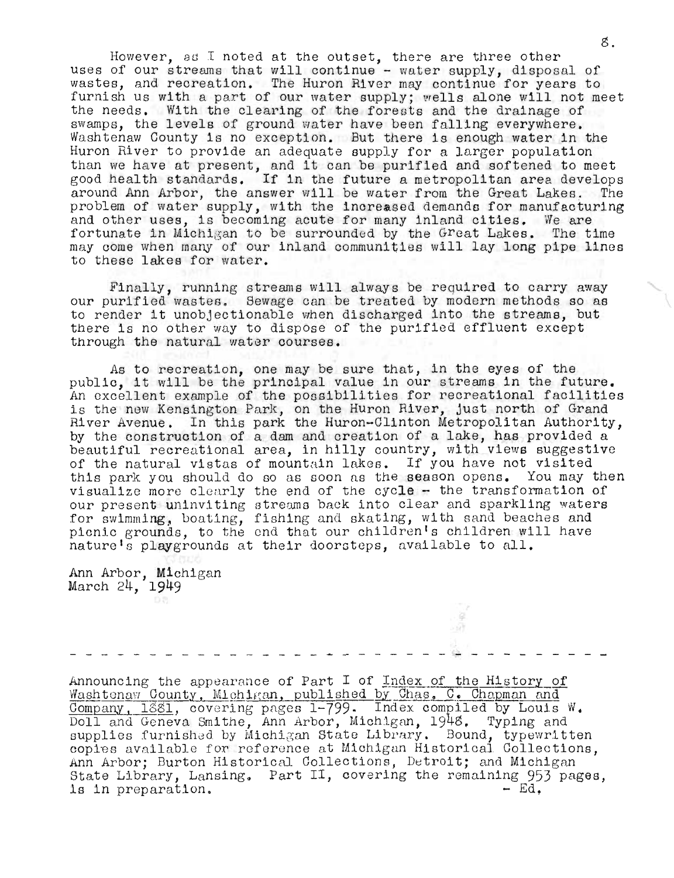However, as I noted at the outset, there are three other uses of our streams that will continue - water supply, disposal of wastes, and recreation. The Huron River may continue for years to furnish us with a part of our water supply; wells alone will not meet the needs. With the clearing of the forests and the drainage of swamps, the levels of ground water have been falling everywhere. Washtenaw County is no exception. But there is enough water in the Huron River to provide an adequate supply for a larger population than we have at present, and it can be purified and softened to meet good health standards. If in the future a metropolitan area develops around Ann Arbor, the answer will be water from the Great Lakes. The problem of water supply, with the increased demands for manufacturing and other uses, is becoming acute for many inland cities. We are fortunate in Michigan to be surrounded by the Great Lakes. The time may come when many of our inland communities will lay long pipe lines to these lakes for water.

Finally, running streams will always be required to carry away our purified wastes. Sewage can be treated by modern methods so as to render it unobjectionable when discharged into the streams, but there is no other way to dispose of the purified effluent except through the natural water courses.

As to recreation, one may be sure that, in the eyes of the public, it will be the principal value in our streams in the future. An excellent example of the possibilities for recreational facilities is the new Kensington Park, on the Huron River, just north of Grand River Avenue. In this park the Huron-Clinton Metropolitan Authority, by the construction of a dam and creation of a lake, has provided a beautiful recreational area, in hilly country, with views suggestive of the natural vistas of mountain lakes. If you have not visited this park you should do so as soon as the season opens. You may then visualize more clearly the end of the cycle - the transformation of our present uninviting streams back into clear and sparkling waters for swimming, boating, fishing and skating, with sand beaches and picnic grounds, to the end that our children's children will have nature's playgrounds at their doorsteps, available to all.

Ann Arbor, Michigan
March 24, 1949

---

Announcing the appearance of Part I of Index of the History of Washtenaw County, Michigan, published by Chas. C. Chapman and Company, 1881, covering pages 1-799. Index compiled by Louis W. Doll and Geneva Smithe, Ann Arbor, Michigan, 1948. Typing and supplies furnished by Michigan State Library. Bound, typewritten copies available for reference at Michigan Historical Collections, Ann Arbor; Burton Historical Collections, Detroit; and Michigan State Library, Lansing. Part II, covering the remaining 953 pages, is in preparation. - Ed.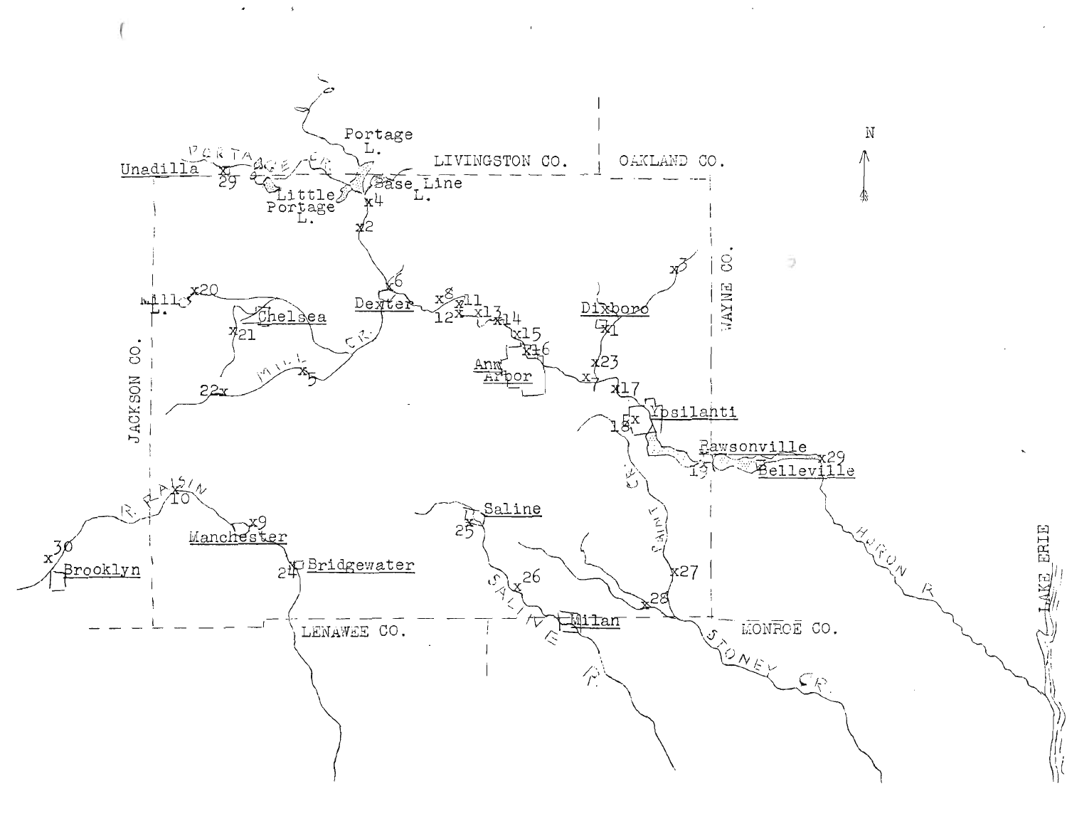N

Portage L.

LIVINGSTON CO.

OAKLAND CO.

Unadilla

PORTAGE CR.

x29

Little Portage L.

Base Line L.

x4

x2

x3

WAYNE CO.

Mill L.

x20

x6

x8

x11

Dexter

12x

x13

x14

Dixboro

Chelsea

x21

x1

x15

x16

MILL CR.

x5

Ann Arbor

x23

x7

22x

x17

JACKSON CO.

18x

Ypsilanti

Rawsonville

x29

19

Belleville

R. RAISIN

x10

x9

Saline

Manchester

x25

x30

Brooklyn

24

Bridgewater

26x

PAINT CR.

x27

HURON R.

LAKE ERIE

SALINE R.

x28

Milan

LENAWEE CO.

MONROE CO.

STONEY CR.